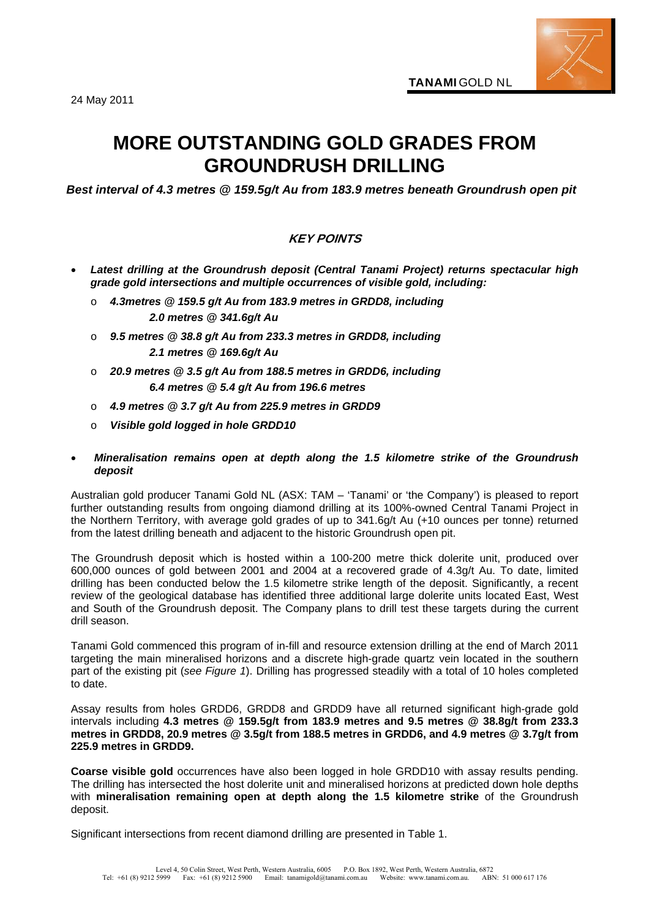24 May 2011

**TANAMI** GOLD NL

# MORE OUTSTANDING GOLD GRADES FROM GROUNDRUSH DRILLING

***Best interval of 4.3 metres @ 159.5g/t Au from 183.9 metres beneath Groundrush open pit***

## KEY POINTS

- ***Latest drilling at the Groundrush deposit (Central Tanami Project) returns spectacular high grade gold intersections and multiple occurrences of visible gold, including:***
  - ***4.3metres @ 159.5 g/t Au from 183.9 metres in GRDD8, including***
    ***2.0 metres @ 341.6g/t Au***
  - ***9.5 metres @ 38.8 g/t Au from 233.3 metres in GRDD8, including***
    ***2.1 metres @ 169.6g/t Au***
  - ***20.9 metres @ 3.5 g/t Au from 188.5 metres in GRDD6, including***
    ***6.4 metres @ 5.4 g/t Au from 196.6 metres***
  - ***4.9 metres @ 3.7 g/t Au from 225.9 metres in GRDD9***
  - ***Visible gold logged in hole GRDD10***
- ***Mineralisation remains open at depth along the 1.5 kilometre strike of the Groundrush deposit***

Australian gold producer Tanami Gold NL (ASX: TAM – 'Tanami' or 'the Company') is pleased to report further outstanding results from ongoing diamond drilling at its 100%-owned Central Tanami Project in the Northern Territory, with average gold grades of up to 341.6g/t Au (+10 ounces per tonne) returned from the latest drilling beneath and adjacent to the historic Groundrush open pit.

The Groundrush deposit which is hosted within a 100-200 metre thick dolerite unit, produced over 600,000 ounces of gold between 2001 and 2004 at a recovered grade of 4.3g/t Au. To date, limited drilling has been conducted below the 1.5 kilometre strike length of the deposit. Significantly, a recent review of the geological database has identified three additional large dolerite units located East, West and South of the Groundrush deposit. The Company plans to drill test these targets during the current drill season.

Tanami Gold commenced this program of in-fill and resource extension drilling at the end of March 2011 targeting the main mineralised horizons and a discrete high-grade quartz vein located in the southern part of the existing pit (*see Figure 1*). Drilling has progressed steadily with a total of 10 holes completed to date.

Assay results from holes GRDD6, GRDD8 and GRDD9 have all returned significant high-grade gold intervals including **4.3 metres @ 159.5g/t from 183.9 metres and 9.5 metres @ 38.8g/t from 233.3 metres in GRDD8, 20.9 metres @ 3.5g/t from 188.5 metres in GRDD6, and 4.9 metres @ 3.7g/t from 225.9 metres in GRDD9.**

**Coarse visible gold** occurrences have also been logged in hole GRDD10 with assay results pending. The drilling has intersected the host dolerite unit and mineralised horizons at predicted down hole depths with **mineralisation remaining open at depth along the 1.5 kilometre strike** of the Groundrush deposit.

Significant intersections from recent diamond drilling are presented in Table 1.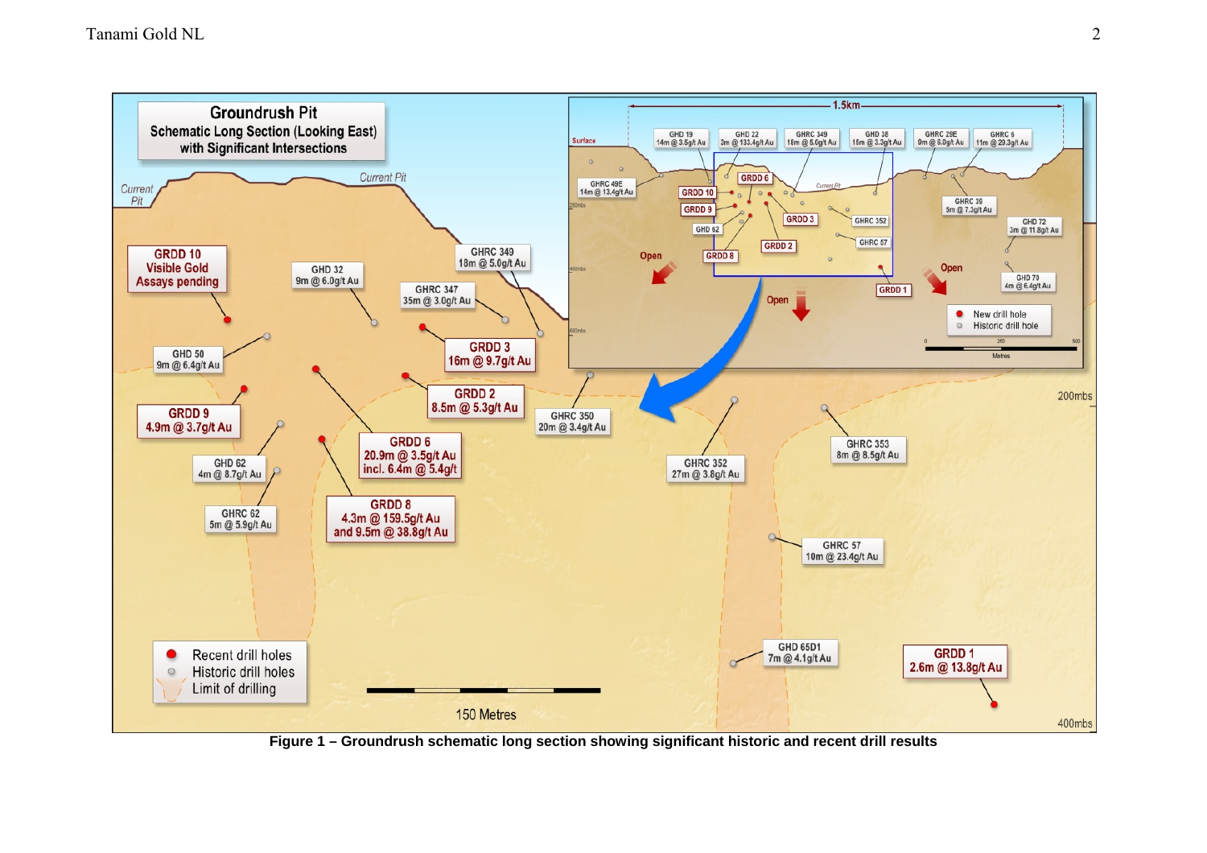Figure 1 – Groundrush schematic long section showing significant historic and recent drill results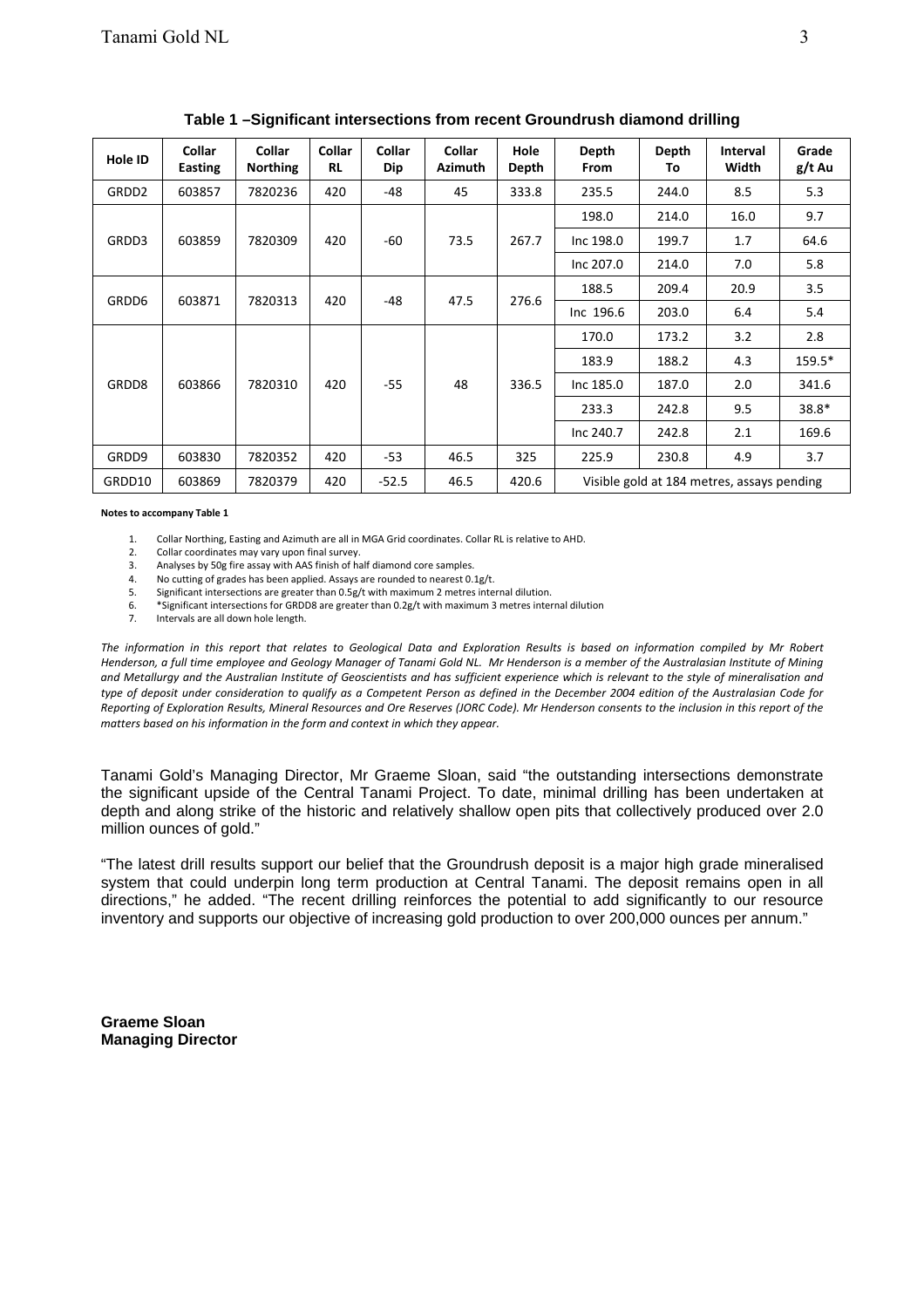**Table 1 –Significant intersections from recent Groundrush diamond drilling**

| Hole ID | Collar Easting | Collar Northing | Collar RL | Collar Dip | Collar Azimuth | Hole Depth | Depth From | Depth To | Interval Width | Grade g/t Au |
|---|---|---|---|---|---|---|---|---|---|---|
| GRDD2 | 603857 | 7820236 | 420 | -48 | 45 | 333.8 | 235.5 | 244.0 | 8.5 | 5.3 |
| GRDD3 | 603859 | 7820309 | 420 | -60 | 73.5 | 267.7 | 198.0 | 214.0 | 16.0 | 9.7 |
| | | | | | | | Inc 198.0 | 199.7 | 1.7 | 64.6 |
| | | | | | | | Inc 207.0 | 214.0 | 7.0 | 5.8 |
| GRDD6 | 603871 | 7820313 | 420 | -48 | 47.5 | 276.6 | 188.5 | 209.4 | 20.9 | 3.5 |
| | | | | | | | Inc 196.6 | 203.0 | 6.4 | 5.4 |
| GRDD8 | 603866 | 7820310 | 420 | -55 | 48 | 336.5 | 170.0 | 173.2 | 3.2 | 2.8 |
| | | | | | | | 183.9 | 188.2 | 4.3 | 159.5* |
| | | | | | | | Inc 185.0 | 187.0 | 2.0 | 341.6 |
| | | | | | | | 233.3 | 242.8 | 9.5 | 38.8* |
| | | | | | | | Inc 240.7 | 242.8 | 2.1 | 169.6 |
| GRDD9 | 603830 | 7820352 | 420 | -53 | 46.5 | 325 | 225.9 | 230.8 | 4.9 | 3.7 |
| GRDD10 | 603869 | 7820379 | 420 | -52.5 | 46.5 | 420.6 | Visible gold at 184 metres, assays pending | | | |

**Notes to accompany Table 1**

1. Collar Northing, Easting and Azimuth are all in MGA Grid coordinates. Collar RL is relative to AHD.
2. Collar coordinates may vary upon final survey.
3. Analyses by 50g fire assay with AAS finish of half diamond core samples.
4. No cutting of grades has been applied. Assays are rounded to nearest 0.1g/t.
5. Significant intersections are greater than 0.5g/t with maximum 2 metres internal dilution.
6. *Significant intersections for GRDD8 are greater than 0.2g/t with maximum 3 metres internal dilution
7. Intervals are all down hole length.

*The information in this report that relates to Geological Data and Exploration Results is based on information compiled by Mr Robert Henderson, a full time employee and Geology Manager of Tanami Gold NL. Mr Henderson is a member of the Australasian Institute of Mining and Metallurgy and the Australian Institute of Geoscientists and has sufficient experience which is relevant to the style of mineralisation and type of deposit under consideration to qualify as a Competent Person as defined in the December 2004 edition of the Australasian Code for Reporting of Exploration Results, Mineral Resources and Ore Reserves (JORC Code). Mr Henderson consents to the inclusion in this report of the matters based on his information in the form and context in which they appear.*

Tanami Gold's Managing Director, Mr Graeme Sloan, said "the outstanding intersections demonstrate the significant upside of the Central Tanami Project. To date, minimal drilling has been undertaken at depth and along strike of the historic and relatively shallow open pits that collectively produced over 2.0 million ounces of gold."

"The latest drill results support our belief that the Groundrush deposit is a major high grade mineralised system that could underpin long term production at Central Tanami. The deposit remains open in all directions," he added. "The recent drilling reinforces the potential to add significantly to our resource inventory and supports our objective of increasing gold production to over 200,000 ounces per annum."

**Graeme Sloan**
**Managing Director**